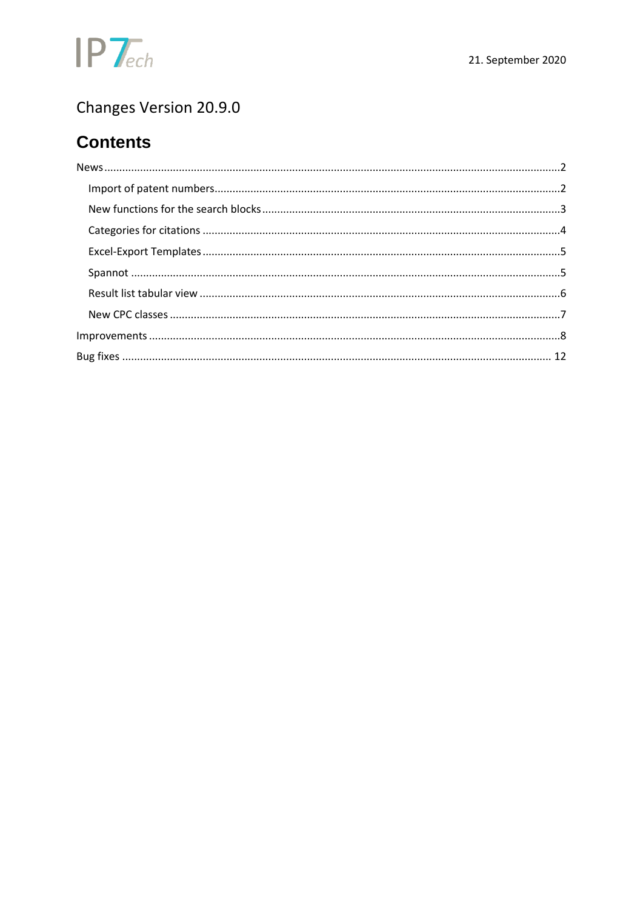IPTech

21. September 2020

# Changes Version 20.9.0

## Contents

- News ........ 2
  - Import of patent numbers ........ 2
  - New functions for the search blocks ........ 3
  - Categories for citations ........ 4
  - Excel-Export Templates ........ 5
  - Spannot ........ 5
  - Result list tabular view ........ 6
  - New CPC classes ........ 7
- Improvements ........ 8
- Bug fixes ........ 12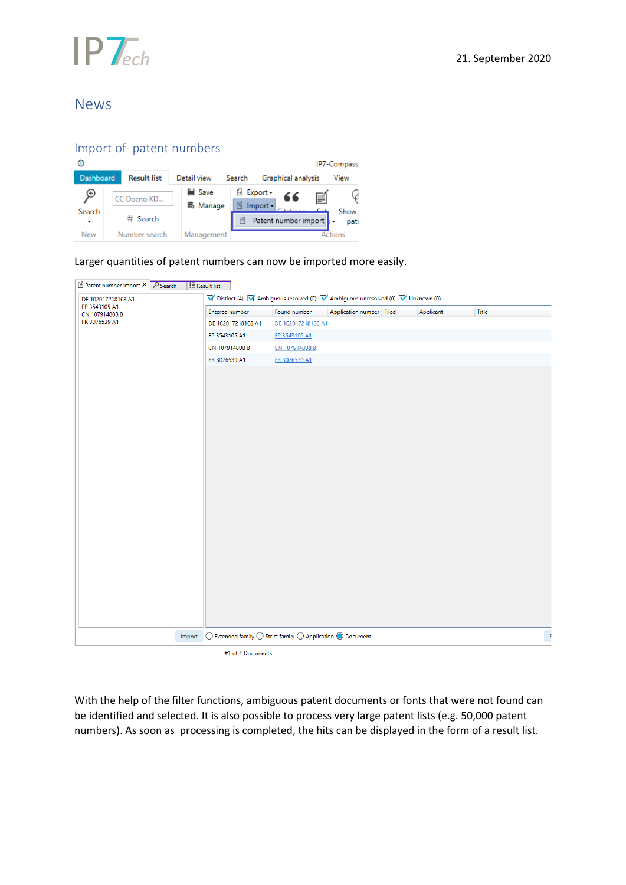# News

## Import of patent numbers

Larger quantities of patent numbers can now be imported more easily.

With the help of the filter functions, ambiguous patent documents or fonts that were not found can be identified and selected. It is also possible to process very large patent lists (e.g. 50,000 patent numbers). As soon as processing is completed, the hits can be displayed in the form of a result list.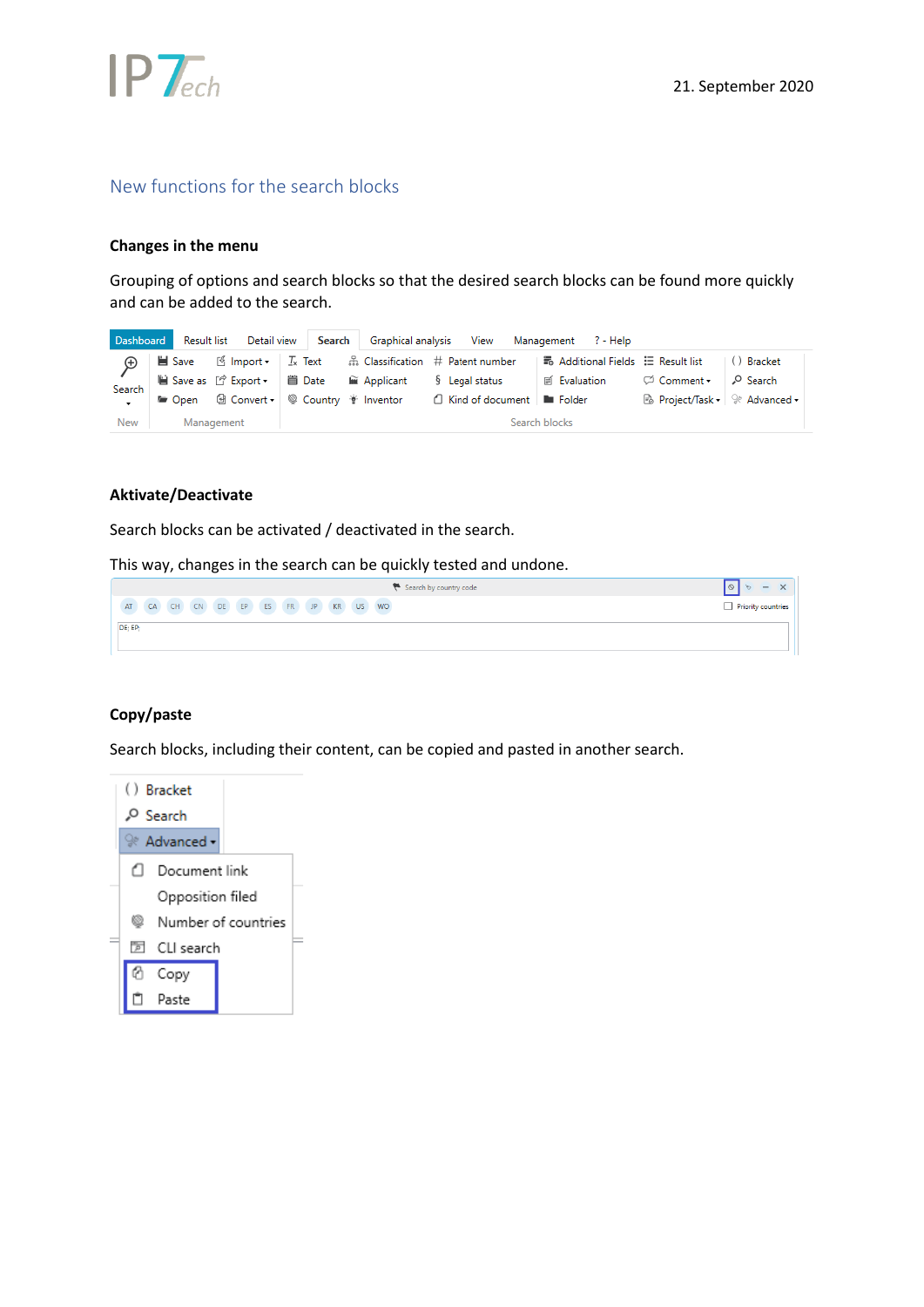## New functions for the search blocks

### Changes in the menu

Grouping of options and search blocks so that the desired search blocks can be found more quickly and can be added to the search.

### Aktivate/Deactivate

Search blocks can be activated / deactivated in the search.

This way, changes in the search can be quickly tested and undone.

### Copy/paste

Search blocks, including their content, can be copied and pasted in another search.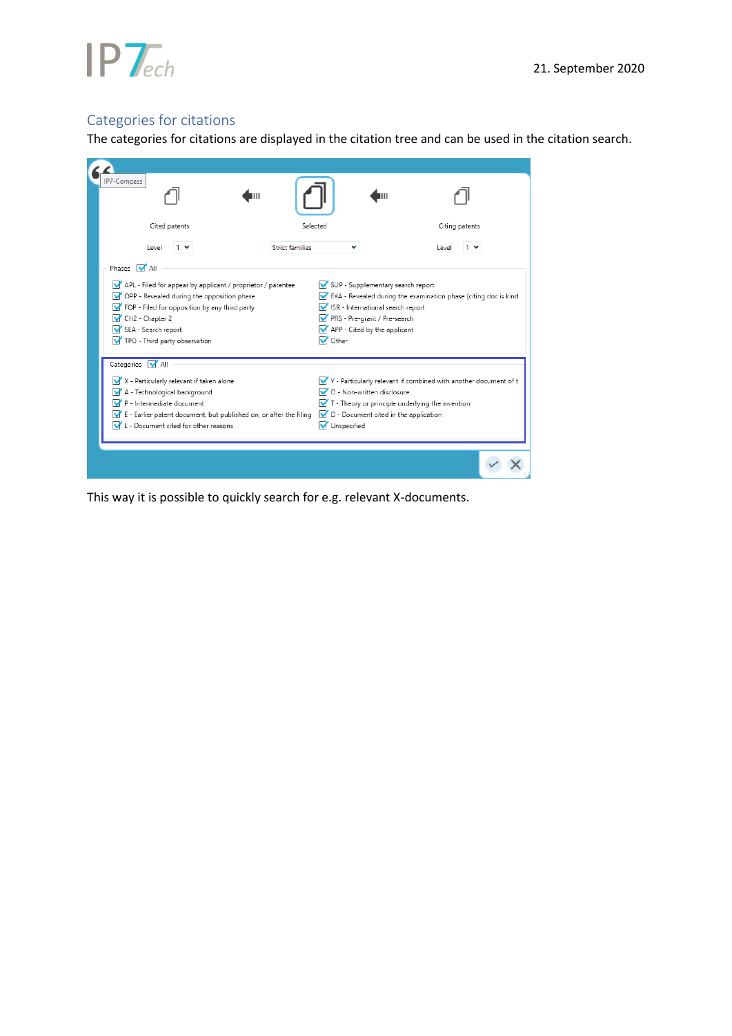## Categories for citations

The categories for citations are displayed in the citation tree and can be used in the citation search.

This way it is possible to quickly search for e.g. relevant X-documents.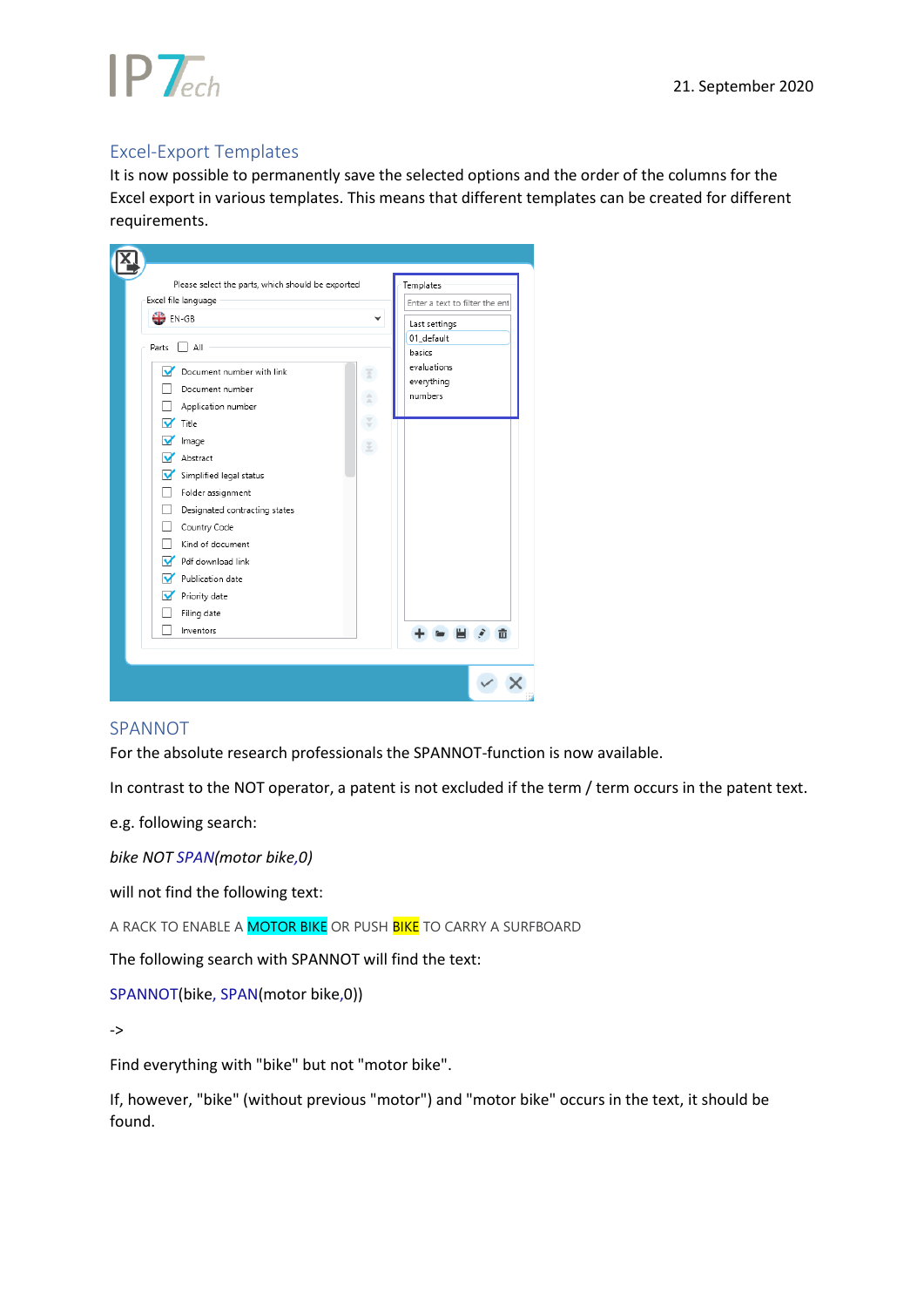## Excel-Export Templates

It is now possible to permanently save the selected options and the order of the columns for the Excel export in various templates. This means that different templates can be created for different requirements.

## SPANNOT

For the absolute research professionals the SPANNOT-function is now available.

In contrast to the NOT operator, a patent is not excluded if the term / term occurs in the patent text.

e.g. following search:

*bike NOT SPAN(motor bike,0)*

will not find the following text:

A RACK TO ENABLE A MOTOR BIKE OR PUSH BIKE TO CARRY A SURFBOARD

The following search with SPANNOT will find the text:

SPANNOT(bike, SPAN(motor bike,0))

->

Find everything with "bike" but not "motor bike".

If, however, "bike" (without previous "motor") and "motor bike" occurs in the text, it should be found.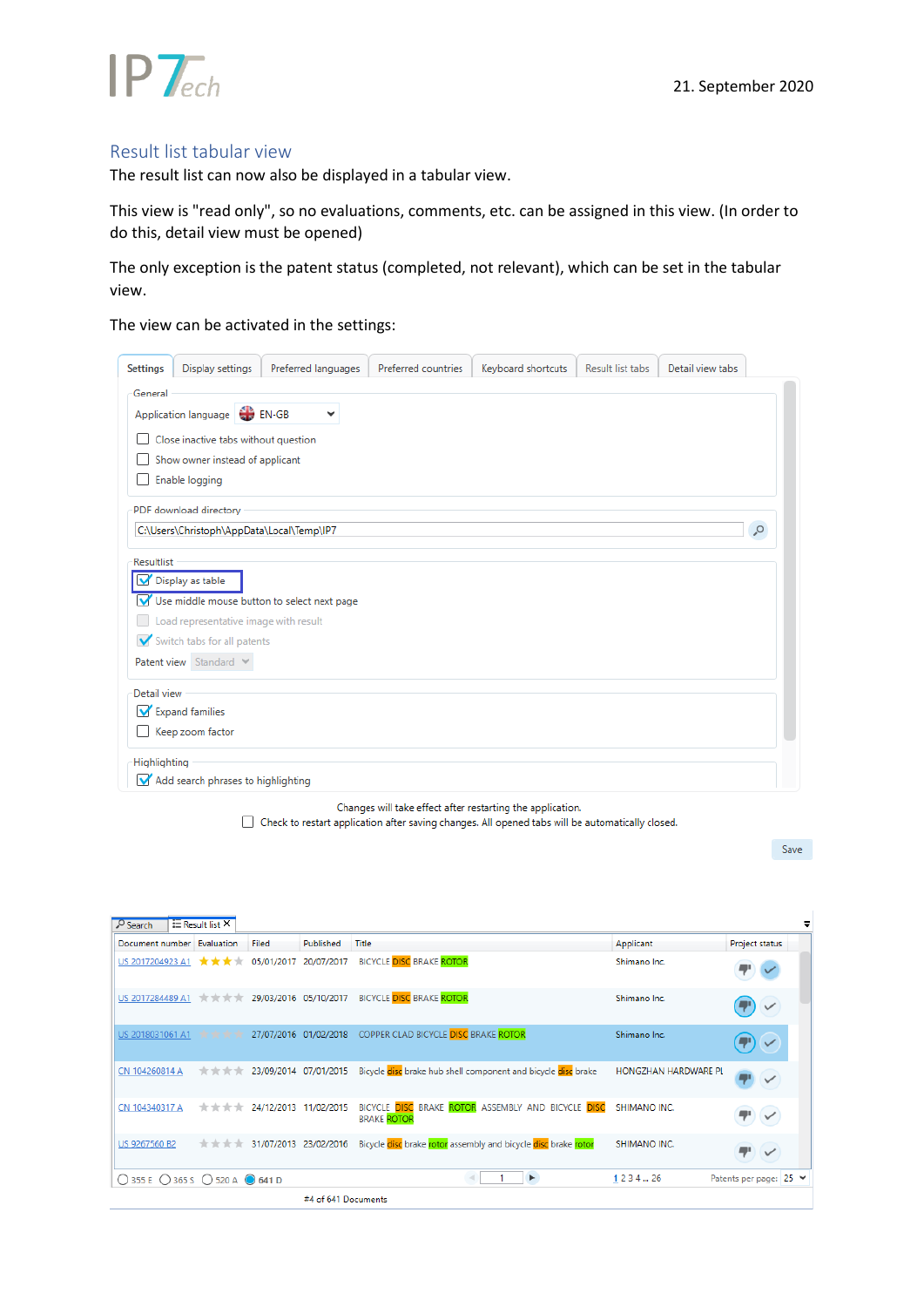## Result list tabular view

The result list can now also be displayed in a tabular view.

This view is "read only", so no evaluations, comments, etc. can be assigned in this view. (In order to do this, detail view must be opened)

The only exception is the patent status (completed, not relevant), which can be set in the tabular view.

The view can be activated in the settings: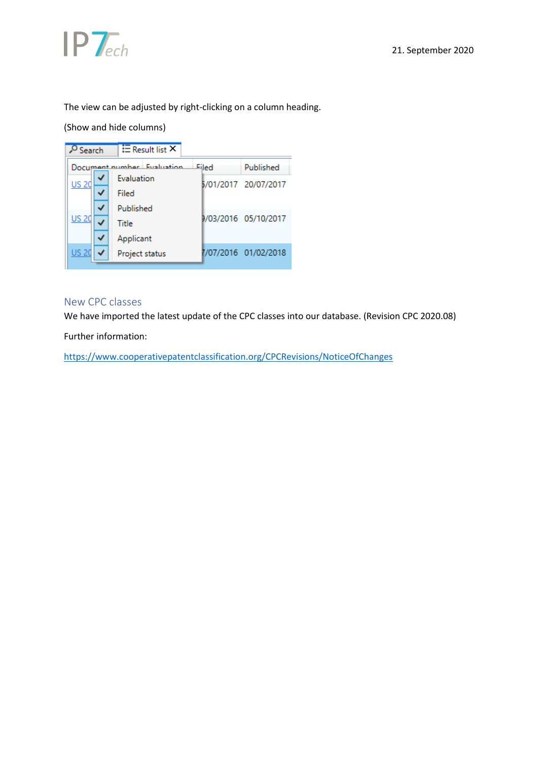The view can be adjusted by right-clicking on a column heading.

(Show and hide columns)

## New CPC classes

We have imported the latest update of the CPC classes into our database. (Revision CPC 2020.08)

Further information:

https://www.cooperativepatentclassification.org/CPCRevisions/NoticeOfChanges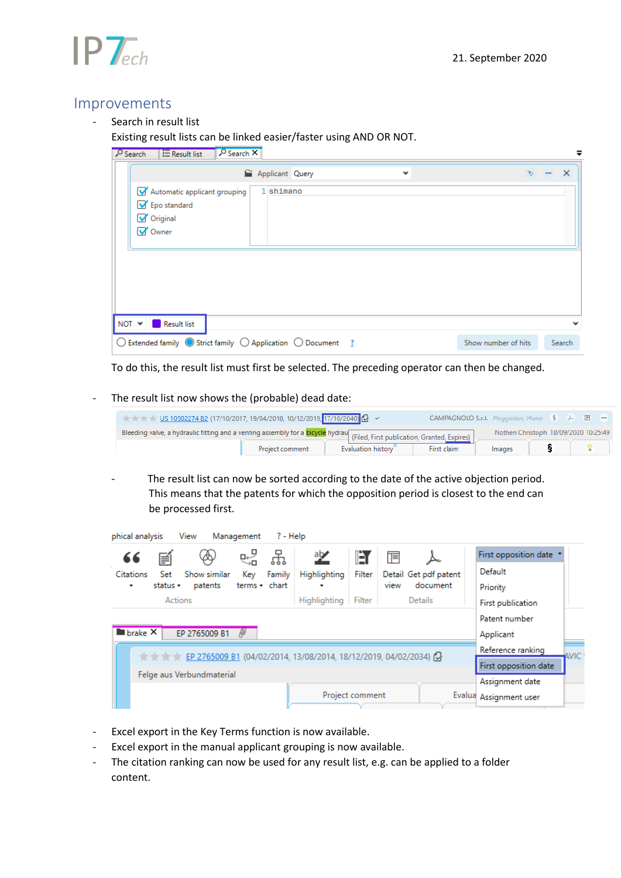## Improvements

- Search in result list
  Existing result lists can be linked easier/faster using AND OR NOT.

  To do this, the result list must first be selected. The preceding operator can then be changed.

- The result list now shows the (probable) dead date:

- The result list can now be sorted according to the date of the active objection period. This means that the patents for which the opposition period is closest to the end can be processed first.

- Excel export in the Key Terms function is now available.
- Excel export in the manual applicant grouping is now available.
- The citation ranking can now be used for any result list, e.g. can be applied to a folder content.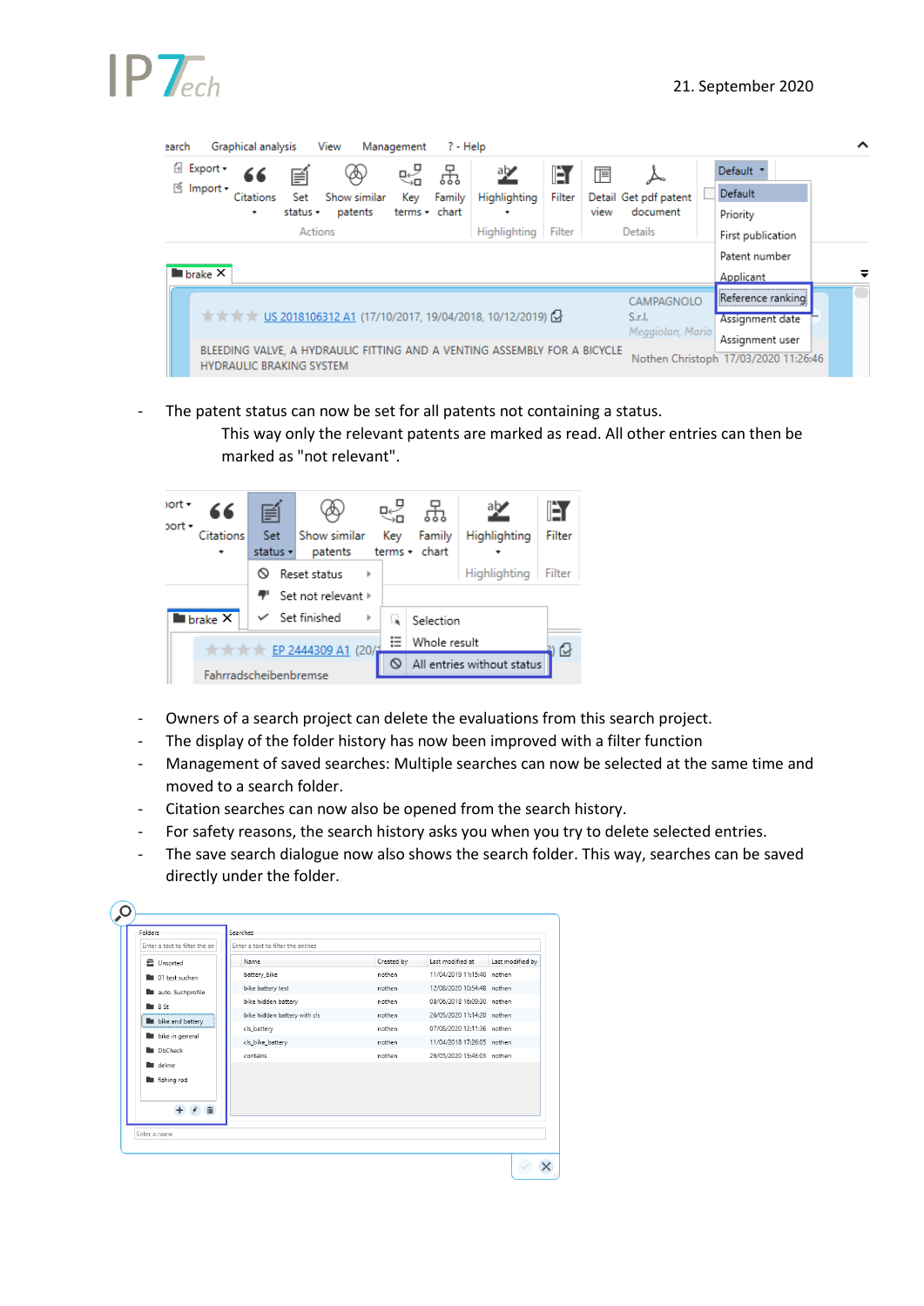- The patent status can now be set for all patents not containing a status.
  This way only the relevant patents are marked as read. All other entries can then be marked as "not relevant".

- Owners of a search project can delete the evaluations from this search project.
- The display of the folder history has now been improved with a filter function
- Management of saved searches: Multiple searches can now be selected at the same time and moved to a search folder.
- Citation searches can now also be opened from the search history.
- For safety reasons, the search history asks you when you try to delete selected entries.
- The save search dialogue now also shows the search folder. This way, searches can be saved directly under the folder.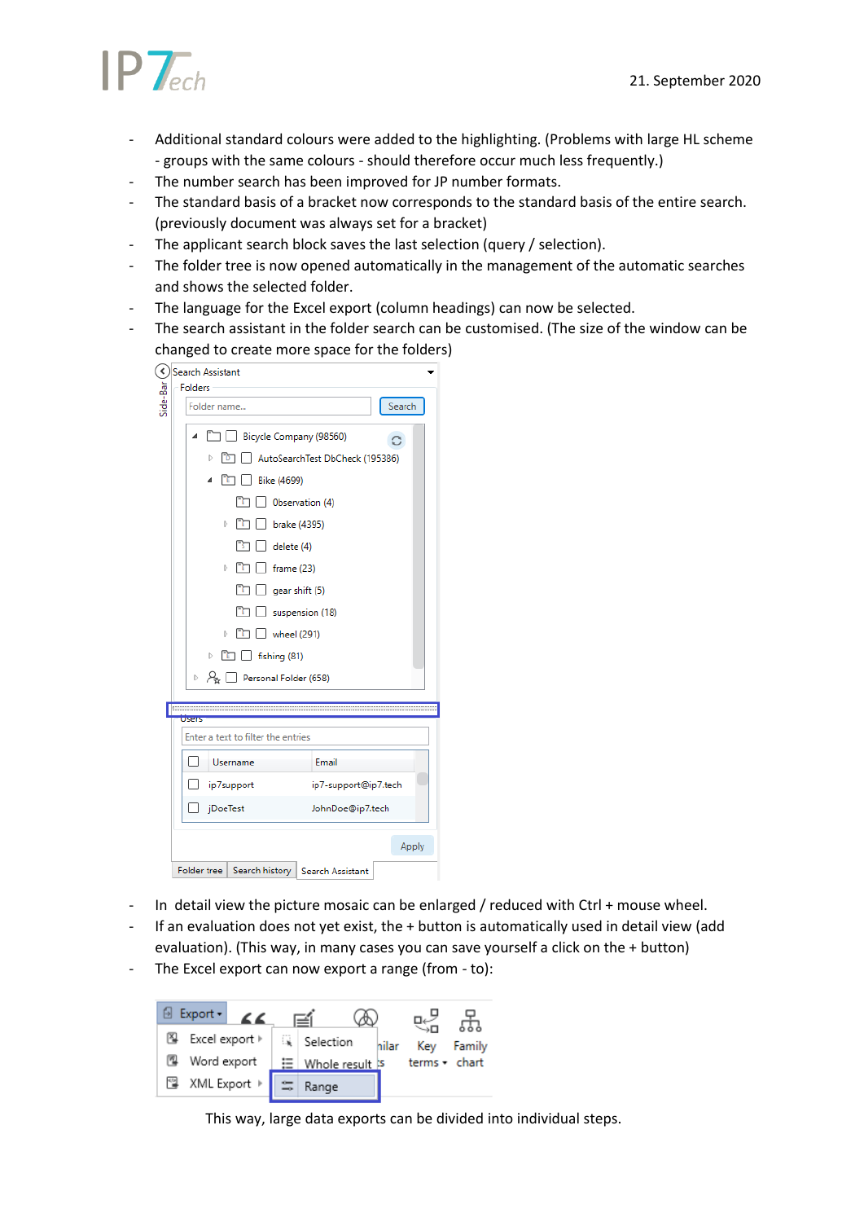- Additional standard colours were added to the highlighting. (Problems with large HL scheme - groups with the same colours - should therefore occur much less frequently.)
- The number search has been improved for JP number formats.
- The standard basis of a bracket now corresponds to the standard basis of the entire search. (previously document was always set for a bracket)
- The applicant search block saves the last selection (query / selection).
- The folder tree is now opened automatically in the management of the automatic searches and shows the selected folder.
- The language for the Excel export (column headings) can now be selected.
- The search assistant in the folder search can be customised. (The size of the window can be changed to create more space for the folders)

- In detail view the picture mosaic can be enlarged / reduced with Ctrl + mouse wheel.
- If an evaluation does not yet exist, the + button is automatically used in detail view (add evaluation). (This way, in many cases you can save yourself a click on the + button)
- The Excel export can now export a range (from - to):

This way, large data exports can be divided into individual steps.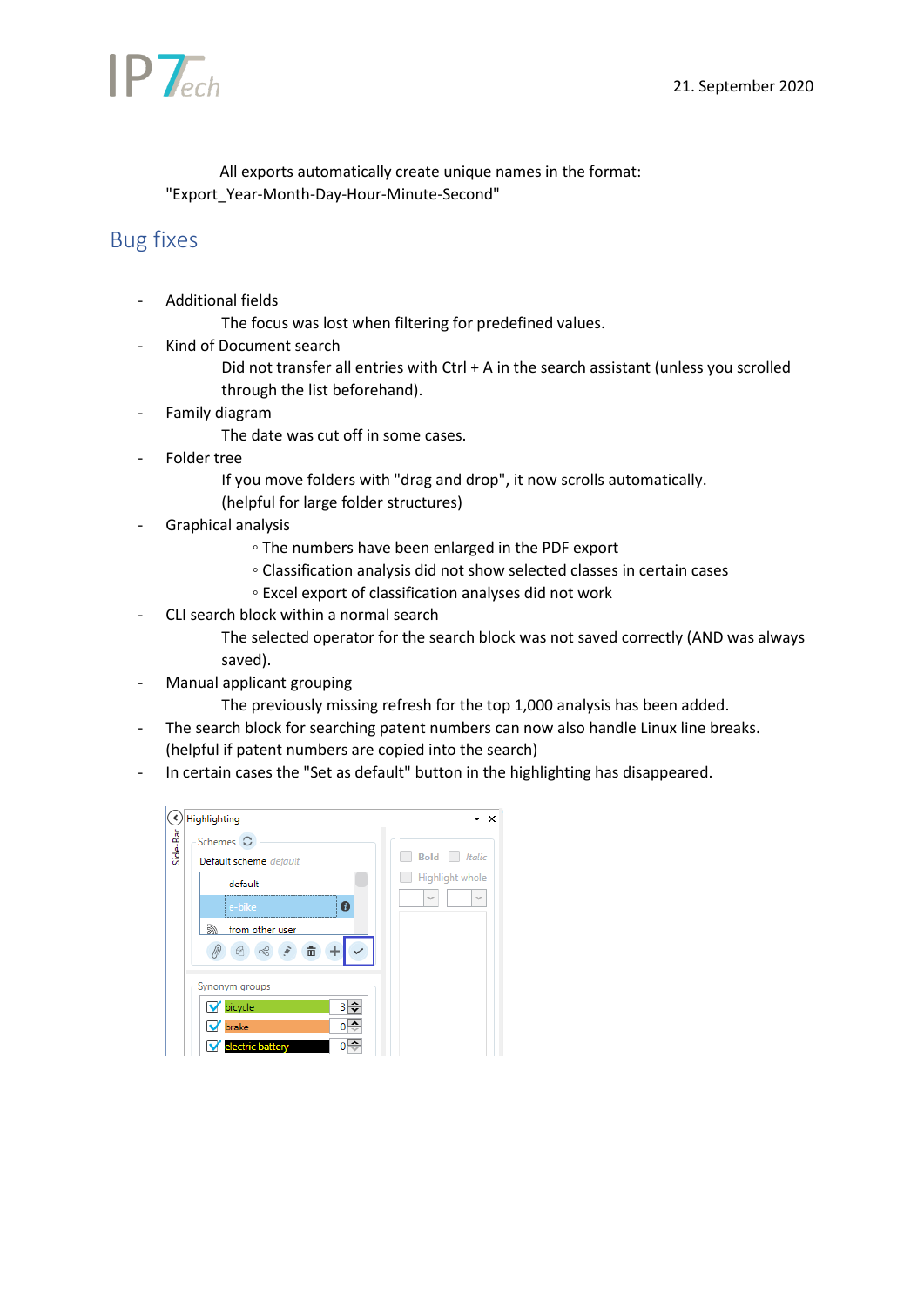All exports automatically create unique names in the format: "Export_Year-Month-Day-Hour-Minute-Second"

## Bug fixes

- Additional fields
  The focus was lost when filtering for predefined values.
- Kind of Document search
  Did not transfer all entries with Ctrl + A in the search assistant (unless you scrolled through the list beforehand).
- Family diagram
  The date was cut off in some cases.
- Folder tree
  If you move folders with "drag and drop", it now scrolls automatically. (helpful for large folder structures)
- Graphical analysis
  - The numbers have been enlarged in the PDF export
  - Classification analysis did not show selected classes in certain cases
  - Excel export of classification analyses did not work
- CLI search block within a normal search
  The selected operator for the search block was not saved correctly (AND was always saved).
- Manual applicant grouping
  The previously missing refresh for the top 1,000 analysis has been added.
- The search block for searching patent numbers can now also handle Linux line breaks. (helpful if patent numbers are copied into the search)
- In certain cases the "Set as default" button in the highlighting has disappeared.